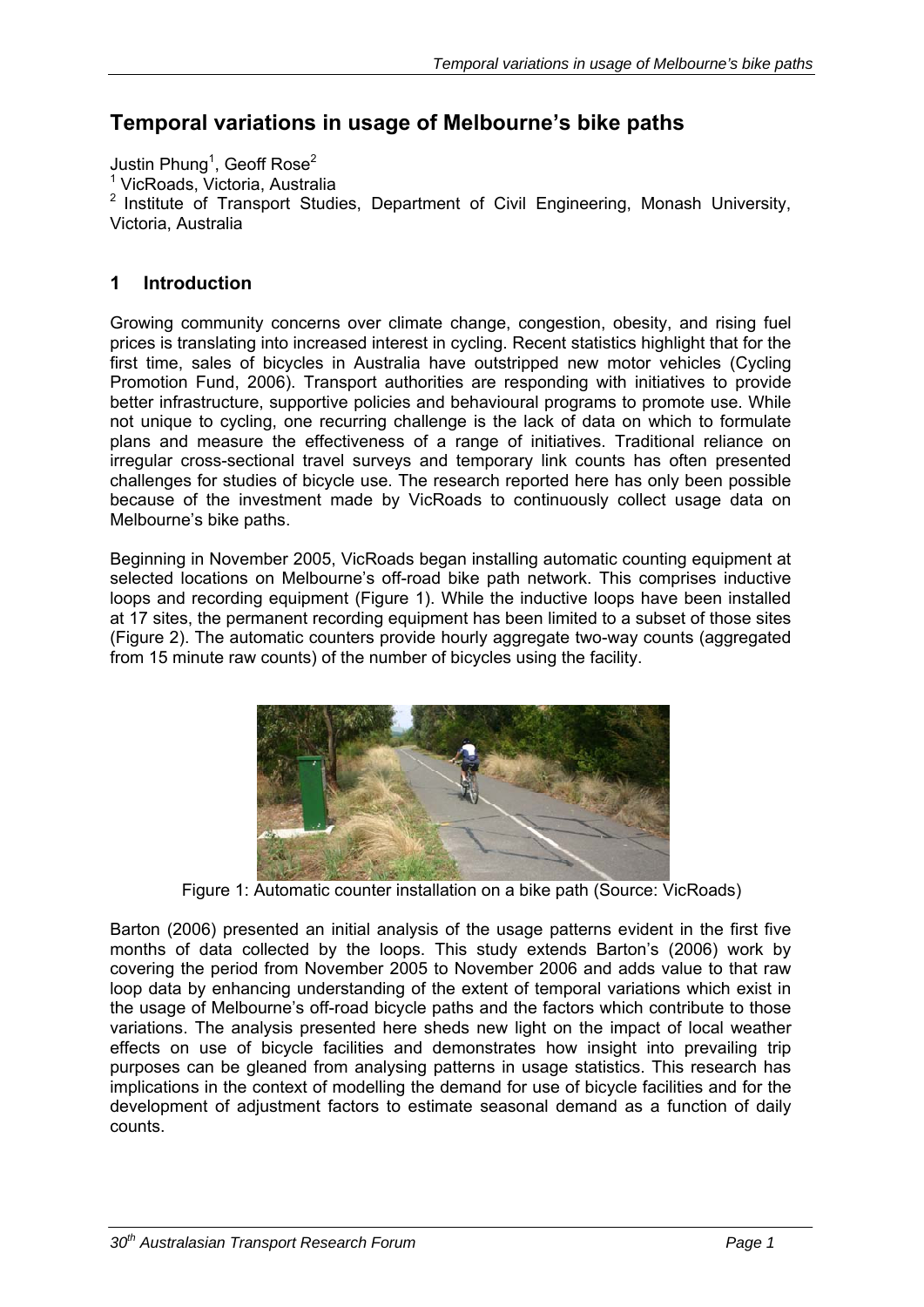# Temporal variations in usage of Melbourne's bike paths

Justin Phung[1], Geoff Rose[2]

[1] VicRoads, Victoria, Australia

[2] Institute of Transport Studies, Department of Civil Engineering, Monash University, Victoria, Australia

## 1 Introduction

Growing community concerns over climate change, congestion, obesity, and rising fuel prices is translating into increased interest in cycling. Recent statistics highlight that for the first time, sales of bicycles in Australia have outstripped new motor vehicles (Cycling Promotion Fund, 2006). Transport authorities are responding with initiatives to provide better infrastructure, supportive policies and behavioural programs to promote use. While not unique to cycling, one recurring challenge is the lack of data on which to formulate plans and measure the effectiveness of a range of initiatives. Traditional reliance on irregular cross-sectional travel surveys and temporary link counts has often presented challenges for studies of bicycle use. The research reported here has only been possible because of the investment made by VicRoads to continuously collect usage data on Melbourne's bike paths.

Beginning in November 2005, VicRoads began installing automatic counting equipment at selected locations on Melbourne's off-road bike path network. This comprises inductive loops and recording equipment (Figure 1). While the inductive loops have been installed at 17 sites, the permanent recording equipment has been limited to a subset of those sites (Figure 2). The automatic counters provide hourly aggregate two-way counts (aggregated from 15 minute raw counts) of the number of bicycles using the facility.

Figure 1: Automatic counter installation on a bike path (Source: VicRoads)

Barton (2006) presented an initial analysis of the usage patterns evident in the first five months of data collected by the loops. This study extends Barton's (2006) work by covering the period from November 2005 to November 2006 and adds value to that raw loop data by enhancing understanding of the extent of temporal variations which exist in the usage of Melbourne's off-road bicycle paths and the factors which contribute to those variations. The analysis presented here sheds new light on the impact of local weather effects on use of bicycle facilities and demonstrates how insight into prevailing trip purposes can be gleaned from analysing patterns in usage statistics. This research has implications in the context of modelling the demand for use of bicycle facilities and for the development of adjustment factors to estimate seasonal demand as a function of daily counts.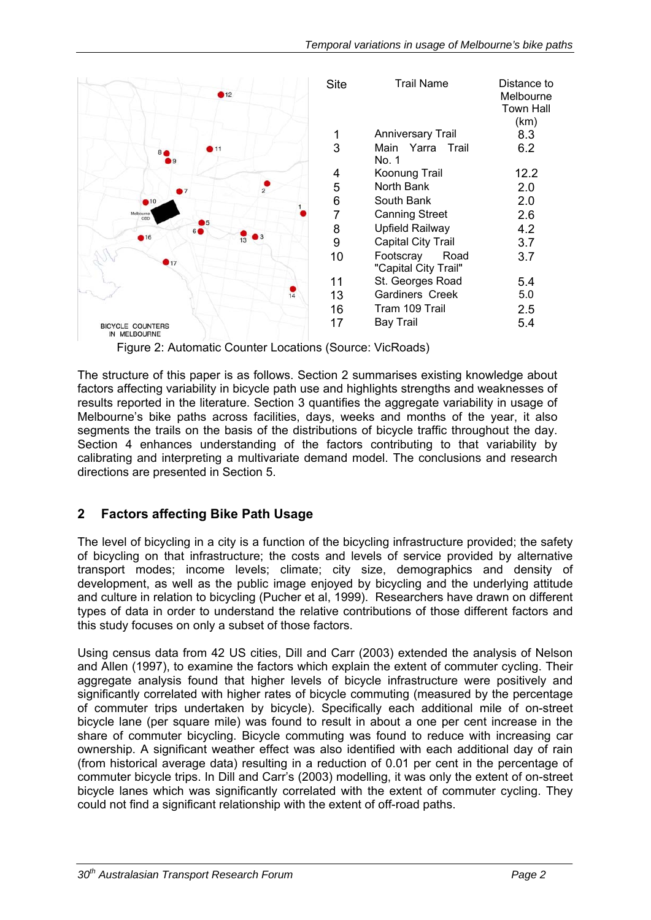| Site | Trail Name | Distance to Melbourne Town Hall (km) |
|---|---|---|
| 1 | Anniversary Trail | 8.3 |
| 3 | Main Yarra Trail No. 1 | 6.2 |
| 4 | Koonung Trail | 12.2 |
| 5 | North Bank | 2.0 |
| 6 | South Bank | 2.0 |
| 7 | Canning Street | 2.6 |
| 8 | Upfield Railway | 4.2 |
| 9 | Capital City Trail | 3.7 |
| 10 | Footscray Road "Capital City Trail" | 3.7 |
| 11 | St. Georges Road | 5.4 |
| 13 | Gardiners Creek | 5.0 |
| 16 | Tram 109 Trail | 2.5 |
| 17 | Bay Trail | 5.4 |

BICYCLE COUNTERS IN MELBOURNE

Figure 2: Automatic Counter Locations (Source: VicRoads)

The structure of this paper is as follows. Section 2 summarises existing knowledge about factors affecting variability in bicycle path use and highlights strengths and weaknesses of results reported in the literature. Section 3 quantifies the aggregate variability in usage of Melbourne's bike paths across facilities, days, weeks and months of the year, it also segments the trails on the basis of the distributions of bicycle traffic throughout the day. Section 4 enhances understanding of the factors contributing to that variability by calibrating and interpreting a multivariate demand model. The conclusions and research directions are presented in Section 5.

## 2 Factors affecting Bike Path Usage

The level of bicycling in a city is a function of the bicycling infrastructure provided; the safety of bicycling on that infrastructure; the costs and levels of service provided by alternative transport modes; income levels; climate; city size, demographics and density of development, as well as the public image enjoyed by bicycling and the underlying attitude and culture in relation to bicycling (Pucher et al, 1999). Researchers have drawn on different types of data in order to understand the relative contributions of those different factors and this study focuses on only a subset of those factors.

Using census data from 42 US cities, Dill and Carr (2003) extended the analysis of Nelson and Allen (1997), to examine the factors which explain the extent of commuter cycling. Their aggregate analysis found that higher levels of bicycle infrastructure were positively and significantly correlated with higher rates of bicycle commuting (measured by the percentage of commuter trips undertaken by bicycle). Specifically each additional mile of on-street bicycle lane (per square mile) was found to result in about a one per cent increase in the share of commuter bicycling. Bicycle commuting was found to reduce with increasing car ownership. A significant weather effect was also identified with each additional day of rain (from historical average data) resulting in a reduction of 0.01 per cent in the percentage of commuter bicycle trips. In Dill and Carr's (2003) modelling, it was only the extent of on-street bicycle lanes which was significantly correlated with the extent of commuter cycling. They could not find a significant relationship with the extent of off-road paths.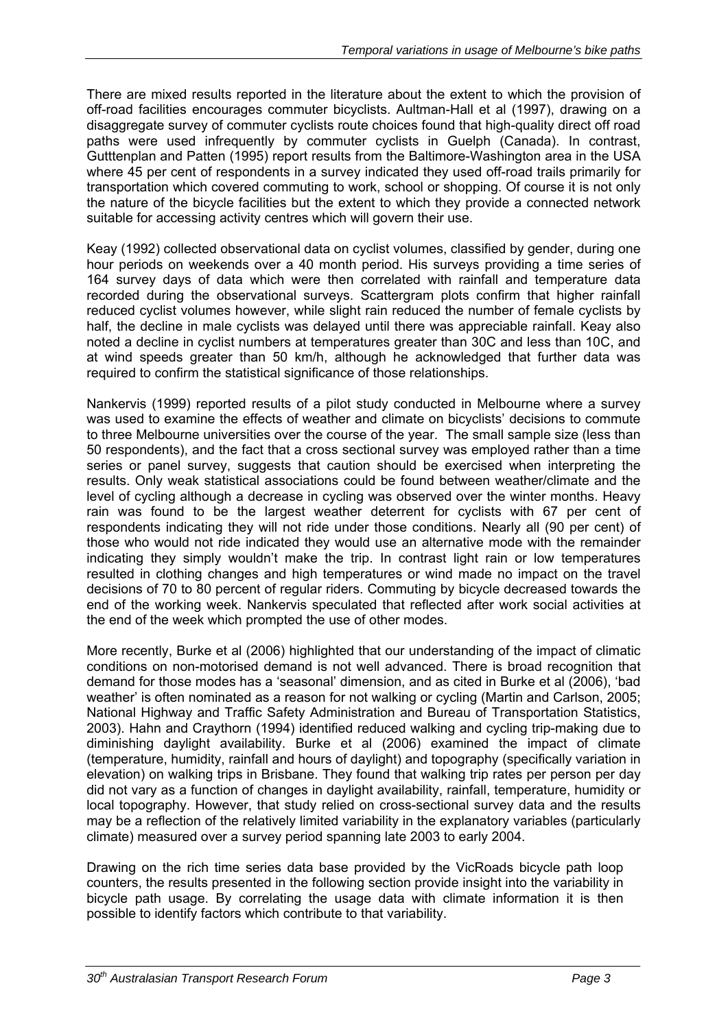There are mixed results reported in the literature about the extent to which the provision of off-road facilities encourages commuter bicyclists. Aultman-Hall et al (1997), drawing on a disaggregate survey of commuter cyclists route choices found that high-quality direct off road paths were used infrequently by commuter cyclists in Guelph (Canada). In contrast, Gutttenplan and Patten (1995) report results from the Baltimore-Washington area in the USA where 45 per cent of respondents in a survey indicated they used off-road trails primarily for transportation which covered commuting to work, school or shopping. Of course it is not only the nature of the bicycle facilities but the extent to which they provide a connected network suitable for accessing activity centres which will govern their use.

Keay (1992) collected observational data on cyclist volumes, classified by gender, during one hour periods on weekends over a 40 month period. His surveys providing a time series of 164 survey days of data which were then correlated with rainfall and temperature data recorded during the observational surveys. Scattergram plots confirm that higher rainfall reduced cyclist volumes however, while slight rain reduced the number of female cyclists by half, the decline in male cyclists was delayed until there was appreciable rainfall. Keay also noted a decline in cyclist numbers at temperatures greater than 30C and less than 10C, and at wind speeds greater than 50 km/h, although he acknowledged that further data was required to confirm the statistical significance of those relationships.

Nankervis (1999) reported results of a pilot study conducted in Melbourne where a survey was used to examine the effects of weather and climate on bicyclists' decisions to commute to three Melbourne universities over the course of the year. The small sample size (less than 50 respondents), and the fact that a cross sectional survey was employed rather than a time series or panel survey, suggests that caution should be exercised when interpreting the results. Only weak statistical associations could be found between weather/climate and the level of cycling although a decrease in cycling was observed over the winter months. Heavy rain was found to be the largest weather deterrent for cyclists with 67 per cent of respondents indicating they will not ride under those conditions. Nearly all (90 per cent) of those who would not ride indicated they would use an alternative mode with the remainder indicating they simply wouldn't make the trip. In contrast light rain or low temperatures resulted in clothing changes and high temperatures or wind made no impact on the travel decisions of 70 to 80 percent of regular riders. Commuting by bicycle decreased towards the end of the working week. Nankervis speculated that reflected after work social activities at the end of the week which prompted the use of other modes.

More recently, Burke et al (2006) highlighted that our understanding of the impact of climatic conditions on non-motorised demand is not well advanced. There is broad recognition that demand for those modes has a 'seasonal' dimension, and as cited in Burke et al (2006), 'bad weather' is often nominated as a reason for not walking or cycling (Martin and Carlson, 2005; National Highway and Traffic Safety Administration and Bureau of Transportation Statistics, 2003). Hahn and Craythorn (1994) identified reduced walking and cycling trip-making due to diminishing daylight availability. Burke et al (2006) examined the impact of climate (temperature, humidity, rainfall and hours of daylight) and topography (specifically variation in elevation) on walking trips in Brisbane. They found that walking trip rates per person per day did not vary as a function of changes in daylight availability, rainfall, temperature, humidity or local topography. However, that study relied on cross-sectional survey data and the results may be a reflection of the relatively limited variability in the explanatory variables (particularly climate) measured over a survey period spanning late 2003 to early 2004.

Drawing on the rich time series data base provided by the VicRoads bicycle path loop counters, the results presented in the following section provide insight into the variability in bicycle path usage. By correlating the usage data with climate information it is then possible to identify factors which contribute to that variability.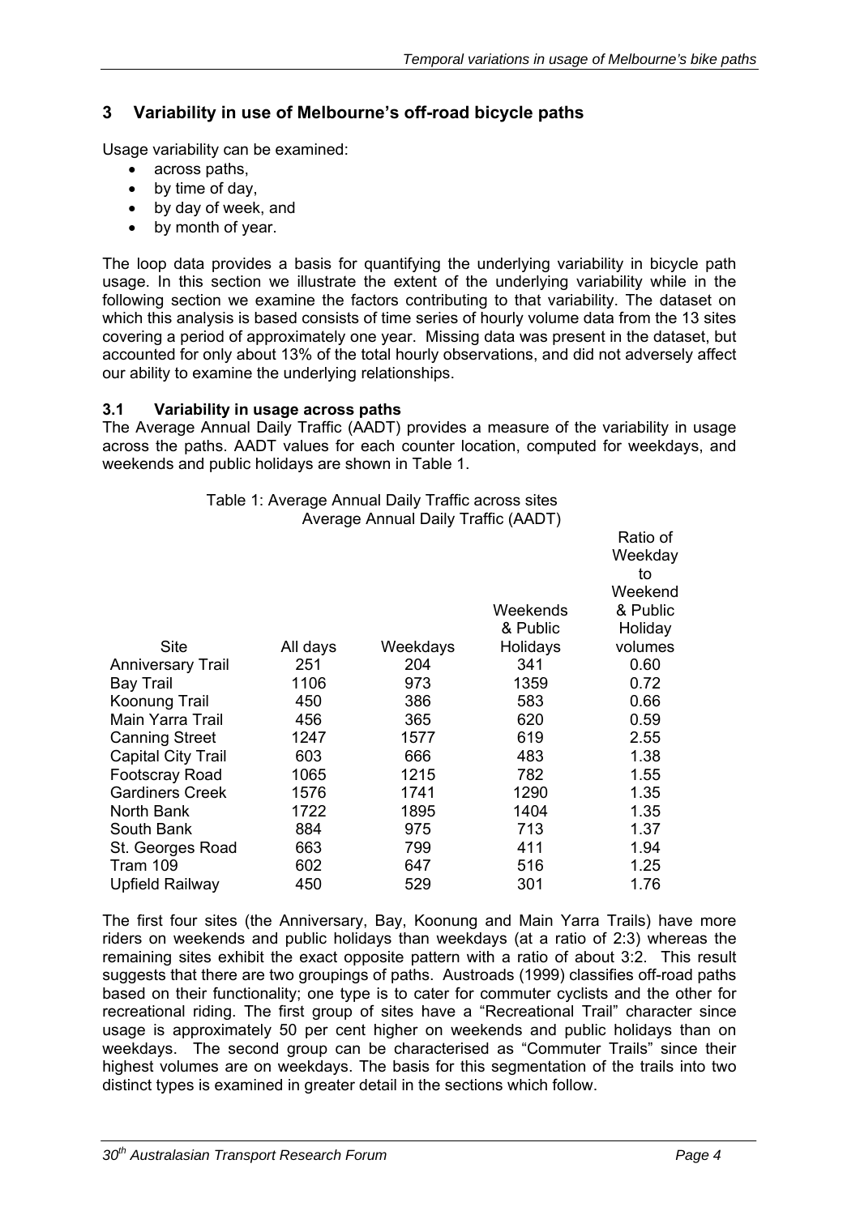## 3 Variability in use of Melbourne's off-road bicycle paths

Usage variability can be examined:

- across paths,
- by time of day,
- by day of week, and
- by month of year.

The loop data provides a basis for quantifying the underlying variability in bicycle path usage. In this section we illustrate the extent of the underlying variability while in the following section we examine the factors contributing to that variability. The dataset on which this analysis is based consists of time series of hourly volume data from the 13 sites covering a period of approximately one year. Missing data was present in the dataset, but accounted for only about 13% of the total hourly observations, and did not adversely affect our ability to examine the underlying relationships.

### 3.1 Variability in usage across paths

The Average Annual Daily Traffic (AADT) provides a measure of the variability in usage across the paths. AADT values for each counter location, computed for weekdays, and weekends and public holidays are shown in Table 1.

Table 1: Average Annual Daily Traffic across sites

| | Average Annual Daily Traffic (AADT) | | | |
|---|---|---|---|---|
| Site | All days | Weekdays | Weekends & Public Holidays | Ratio of Weekday to Weekend & Public Holiday volumes |
| Anniversary Trail | 251 | 204 | 341 | 0.60 |
| Bay Trail | 1106 | 973 | 1359 | 0.72 |
| Koonung Trail | 450 | 386 | 583 | 0.66 |
| Main Yarra Trail | 456 | 365 | 620 | 0.59 |
| Canning Street | 1247 | 1577 | 619 | 2.55 |
| Capital City Trail | 603 | 666 | 483 | 1.38 |
| Footscray Road | 1065 | 1215 | 782 | 1.55 |
| Gardiners Creek | 1576 | 1741 | 1290 | 1.35 |
| North Bank | 1722 | 1895 | 1404 | 1.35 |
| South Bank | 884 | 975 | 713 | 1.37 |
| St. Georges Road | 663 | 799 | 411 | 1.94 |
| Tram 109 | 602 | 647 | 516 | 1.25 |
| Upfield Railway | 450 | 529 | 301 | 1.76 |

The first four sites (the Anniversary, Bay, Koonung and Main Yarra Trails) have more riders on weekends and public holidays than weekdays (at a ratio of 2:3) whereas the remaining sites exhibit the exact opposite pattern with a ratio of about 3:2. This result suggests that there are two groupings of paths. Austroads (1999) classifies off-road paths based on their functionality; one type is to cater for commuter cyclists and the other for recreational riding. The first group of sites have a "Recreational Trail" character since usage is approximately 50 per cent higher on weekends and public holidays than on weekdays. The second group can be characterised as "Commuter Trails" since their highest volumes are on weekdays. The basis for this segmentation of the trails into two distinct types is examined in greater detail in the sections which follow.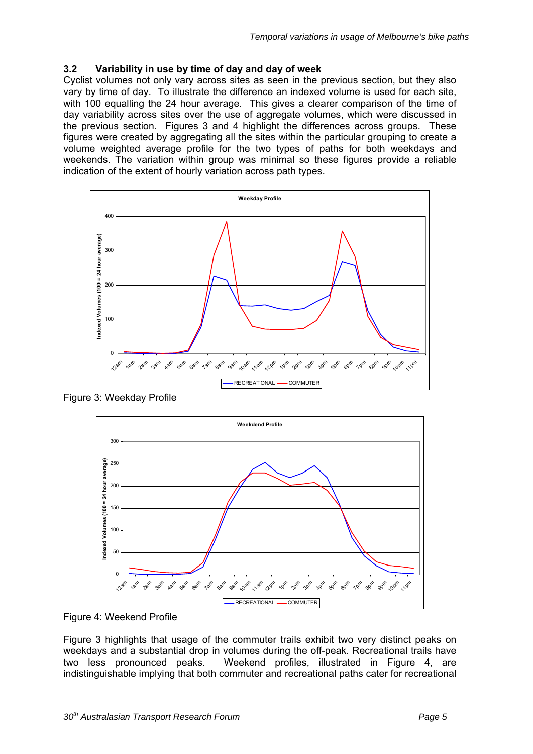### 3.2 Variability in use by time of day and day of week

Cyclist volumes not only vary across sites as seen in the previous section, but they also vary by time of day. To illustrate the difference an indexed volume is used for each site, with 100 equalling the 24 hour average. This gives a clearer comparison of the time of day variability across sites over the use of aggregate volumes, which were discussed in the previous section. Figures 3 and 4 highlight the differences across groups. These figures were created by aggregating all the sites within the particular grouping to create a volume weighted average profile for the two types of paths for both weekdays and weekends. The variation within group was minimal so these figures provide a reliable indication of the extent of hourly variation across path types.

Weekday Profile

Indexed Volumes (100 = 24 hour average)

0
100
200
300
400

12am 1am 2am 3am 4am 5am 6am 7am 8am 9am 10am 11am 12pm 1pm 2pm 3pm 4pm 5pm 6pm 7pm 8pm 9pm 10pm 11pm

RECREATIONAL COMMUTER

Figure 3: Weekday Profile

Weekend Profile

Indexed Volumes (100 = 24 hour average)

0
50
100
150
200
250
300

12am 1am 2am 3am 4am 5am 6am 7am 8am 9am 10am 11am 12pm 1pm 2pm 3pm 4pm 5pm 6pm 7pm 8pm 9pm 10pm 11pm

RECREATIONAL COMMUTER

Figure 4: Weekend Profile

Figure 3 highlights that usage of the commuter trails exhibit two very distinct peaks on weekdays and a substantial drop in volumes during the off-peak. Recreational trails have two less pronounced peaks. Weekend profiles, illustrated in Figure 4, are indistinguishable implying that both commuter and recreational paths cater for recreational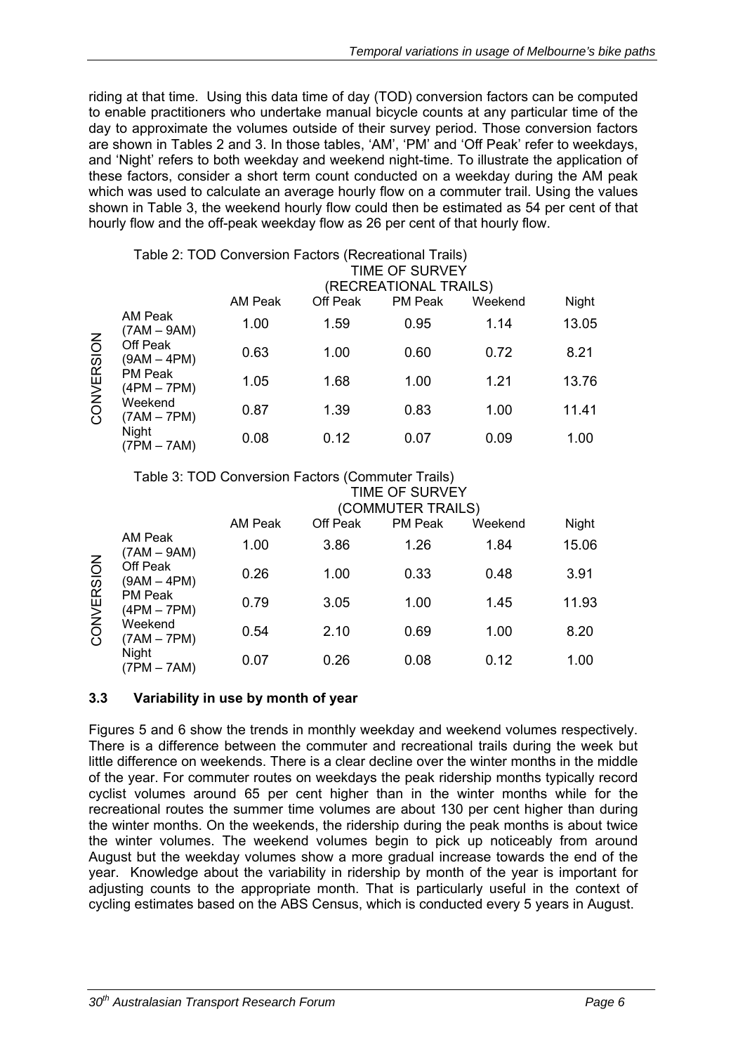riding at that time. Using this data time of day (TOD) conversion factors can be computed to enable practitioners who undertake manual bicycle counts at any particular time of the day to approximate the volumes outside of their survey period. Those conversion factors are shown in Tables 2 and 3. In those tables, 'AM', 'PM' and 'Off Peak' refer to weekdays, and 'Night' refers to both weekday and weekend night-time. To illustrate the application of these factors, consider a short term count conducted on a weekday during the AM peak which was used to calculate an average hourly flow on a commuter trail. Using the values shown in Table 3, the weekend hourly flow could then be estimated as 54 per cent of that hourly flow and the off-peak weekday flow as 26 per cent of that hourly flow.

Table 2: TOD Conversion Factors (Recreational Trails)

| | | TIME OF SURVEY (RECREATIONAL TRAILS) | | | | |
|---|---|---|---|---|---|---|
| | | AM Peak | Off Peak | PM Peak | Weekend | Night |
| CONVERSION | AM Peak (7AM – 9AM) | 1.00 | 1.59 | 0.95 | 1.14 | 13.05 |
| | Off Peak (9AM – 4PM) | 0.63 | 1.00 | 0.60 | 0.72 | 8.21 |
| | PM Peak (4PM – 7PM) | 1.05 | 1.68 | 1.00 | 1.21 | 13.76 |
| | Weekend (7AM – 7PM) | 0.87 | 1.39 | 0.83 | 1.00 | 11.41 |
| | Night (7PM – 7AM) | 0.08 | 0.12 | 0.07 | 0.09 | 1.00 |

Table 3: TOD Conversion Factors (Commuter Trails)

| | | TIME OF SURVEY (COMMUTER TRAILS) | | | | |
|---|---|---|---|---|---|---|
| | | AM Peak | Off Peak | PM Peak | Weekend | Night |
| CONVERSION | AM Peak (7AM – 9AM) | 1.00 | 3.86 | 1.26 | 1.84 | 15.06 |
| | Off Peak (9AM – 4PM) | 0.26 | 1.00 | 0.33 | 0.48 | 3.91 |
| | PM Peak (4PM – 7PM) | 0.79 | 3.05 | 1.00 | 1.45 | 11.93 |
| | Weekend (7AM – 7PM) | 0.54 | 2.10 | 0.69 | 1.00 | 8.20 |
| | Night (7PM – 7AM) | 0.07 | 0.26 | 0.08 | 0.12 | 1.00 |

### 3.3 Variability in use by month of year

Figures 5 and 6 show the trends in monthly weekday and weekend volumes respectively. There is a difference between the commuter and recreational trails during the week but little difference on weekends. There is a clear decline over the winter months in the middle of the year. For commuter routes on weekdays the peak ridership months typically record cyclist volumes around 65 per cent higher than in the winter months while for the recreational routes the summer time volumes are about 130 per cent higher than during the winter months. On the weekends, the ridership during the peak months is about twice the winter volumes. The weekend volumes begin to pick up noticeably from around August but the weekday volumes show a more gradual increase towards the end of the year. Knowledge about the variability in ridership by month of the year is important for adjusting counts to the appropriate month. That is particularly useful in the context of cycling estimates based on the ABS Census, which is conducted every 5 years in August.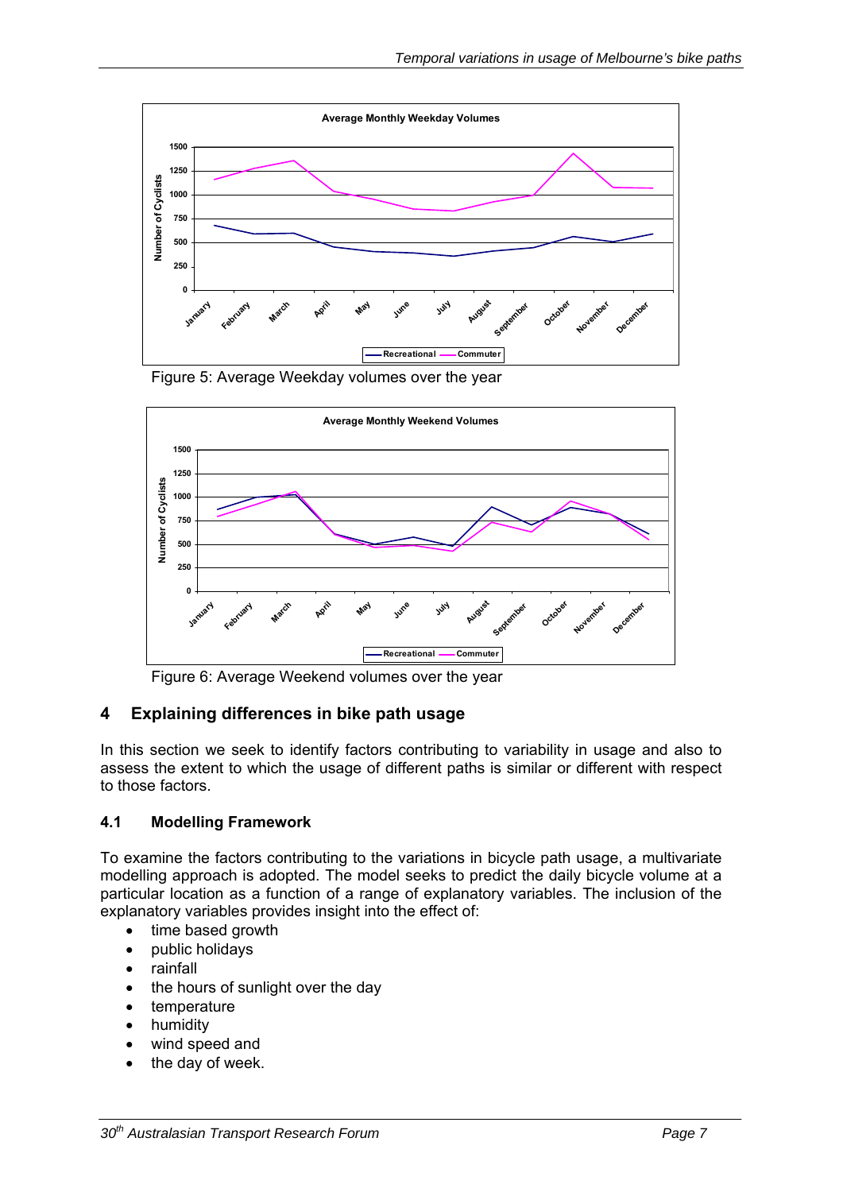Average Monthly Weekday Volumes

Number of Cyclists

1500
1250
1000
750
500
250
0

January
February
March
April
May
June
July
August
September
October
November
December

Recreational
Commuter

Figure 5: Average Weekday volumes over the year

Average Monthly Weekend Volumes

Number of Cyclists

1500
1250
1000
750
500
250
0

January
February
March
April
May
June
July
August
September
October
November
December

Recreational
Commuter

Figure 6: Average Weekend volumes over the year

## 4 Explaining differences in bike path usage

In this section we seek to identify factors contributing to variability in usage and also to assess the extent to which the usage of different paths is similar or different with respect to those factors.

### 4.1 Modelling Framework

To examine the factors contributing to the variations in bicycle path usage, a multivariate modelling approach is adopted. The model seeks to predict the daily bicycle volume at a particular location as a function of a range of explanatory variables. The inclusion of the explanatory variables provides insight into the effect of:

- time based growth
- public holidays
- rainfall
- the hours of sunlight over the day
- temperature
- humidity
- wind speed and
- the day of week.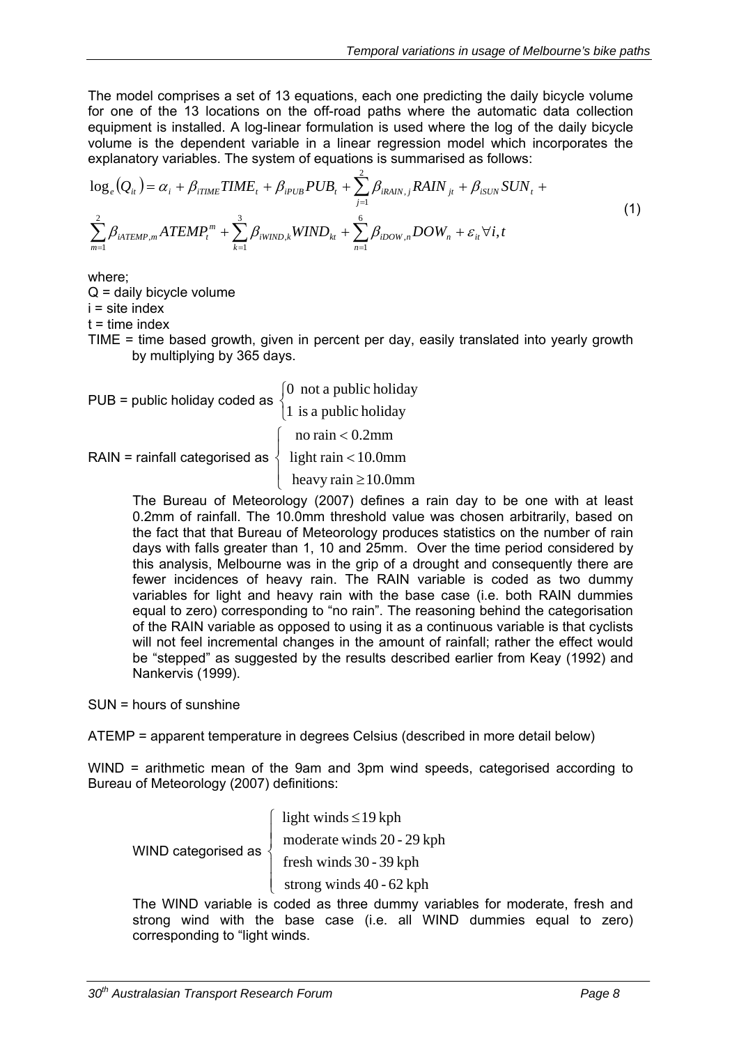The model comprises a set of 13 equations, each one predicting the daily bicycle volume for one of the 13 locations on the off-road paths where the automatic data collection equipment is installed. A log-linear formulation is used where the log of the daily bicycle volume is the dependent variable in a linear regression model which incorporates the explanatory variables. The system of equations is summarised as follows:

$$\log_e(Q_{it}) = \alpha_i + \beta_{iTIME}TIME_t + \beta_{iPUB}PUB_t + \sum_{j=1}^{2}\beta_{iRAIN,j}RAIN_{jt} + \beta_{iSUN}SUN_t + \sum_{m=1}^{2}\beta_{iATEMP,m}ATEMP_t^m + \sum_{k=1}^{3}\beta_{iWIND,k}WIND_{kt} + \sum_{n=1}^{6}\beta_{iDOW,n}DOW_n + \varepsilon_{it}\forall i,t \quad (1)$$

where;

Q = daily bicycle volume

i = site index

t = time index

TIME = time based growth, given in percent per day, easily translated into yearly growth by multiplying by 365 days.

PUB = public holiday coded as $\begin{cases} 0 \text{ not a public holiday} \\ 1 \text{ is a public holiday} \end{cases}$

RAIN = rainfall categorised as $\begin{cases} \text{no rain} < 0.2\text{mm} \\ \text{light rain} < 10.0\text{mm} \\ \text{heavy rain} \geq 10.0\text{mm} \end{cases}$

The Bureau of Meteorology (2007) defines a rain day to be one with at least 0.2mm of rainfall. The 10.0mm threshold value was chosen arbitrarily, based on the fact that that Bureau of Meteorology produces statistics on the number of rain days with falls greater than 1, 10 and 25mm. Over the time period considered by this analysis, Melbourne was in the grip of a drought and consequently there are fewer incidences of heavy rain. The RAIN variable is coded as two dummy variables for light and heavy rain with the base case (i.e. both RAIN dummies equal to zero) corresponding to "no rain". The reasoning behind the categorisation of the RAIN variable as opposed to using it as a continuous variable is that cyclists will not feel incremental changes in the amount of rainfall; rather the effect would be "stepped" as suggested by the results described earlier from Keay (1992) and Nankervis (1999).

SUN = hours of sunshine

ATEMP = apparent temperature in degrees Celsius (described in more detail below)

WIND = arithmetic mean of the 9am and 3pm wind speeds, categorised according to Bureau of Meteorology (2007) definitions:

WIND categorised as $\begin{cases} \text{light winds} \leq 19\text{ kph} \\ \text{moderate winds } 20\text{ - }29\text{ kph} \\ \text{fresh winds } 30\text{ - }39\text{ kph} \\ \text{strong winds } 40\text{ - }62\text{ kph} \end{cases}$

The WIND variable is coded as three dummy variables for moderate, fresh and strong wind with the base case (i.e. all WIND dummies equal to zero) corresponding to "light winds.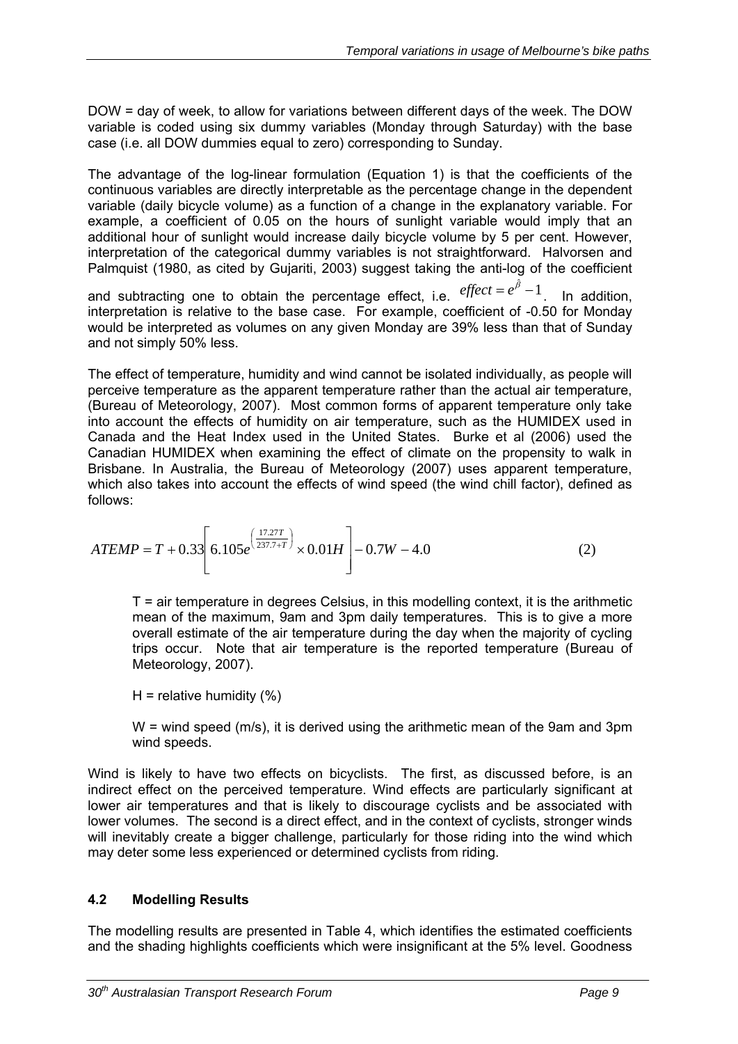DOW = day of week, to allow for variations between different days of the week. The DOW variable is coded using six dummy variables (Monday through Saturday) with the base case (i.e. all DOW dummies equal to zero) corresponding to Sunday.

The advantage of the log-linear formulation (Equation 1) is that the coefficients of the continuous variables are directly interpretable as the percentage change in the dependent variable (daily bicycle volume) as a function of a change in the explanatory variable. For example, a coefficient of 0.05 on the hours of sunlight variable would imply that an additional hour of sunlight would increase daily bicycle volume by 5 per cent. However, interpretation of the categorical dummy variables is not straightforward. Halvorsen and Palmquist (1980, as cited by Gujariti, 2003) suggest taking the anti-log of the coefficient and subtracting one to obtain the percentage effect, i.e. $effect = e^{\hat{\beta}} - 1$. In addition, interpretation is relative to the base case. For example, coefficient of -0.50 for Monday would be interpreted as volumes on any given Monday are 39% less than that of Sunday and not simply 50% less.

The effect of temperature, humidity and wind cannot be isolated individually, as people will perceive temperature as the apparent temperature rather than the actual air temperature, (Bureau of Meteorology, 2007). Most common forms of apparent temperature only take into account the effects of humidity on air temperature, such as the HUMIDEX used in Canada and the Heat Index used in the United States. Burke et al (2006) used the Canadian HUMIDEX when examining the effect of climate on the propensity to walk in Brisbane. In Australia, the Bureau of Meteorology (2007) uses apparent temperature, which also takes into account the effects of wind speed (the wind chill factor), defined as follows:

$$ATEMP = T + 0.33\left[6.105e^{\left(\frac{17.27T}{237.7+T}\right)} \times 0.01H\right] - 0.7W - 4.0 \qquad (2)$$

> T = air temperature in degrees Celsius, in this modelling context, it is the arithmetic mean of the maximum, 9am and 3pm daily temperatures. This is to give a more overall estimate of the air temperature during the day when the majority of cycling trips occur. Note that air temperature is the reported temperature (Bureau of Meteorology, 2007).
>
> H = relative humidity (%)
>
> W = wind speed (m/s), it is derived using the arithmetic mean of the 9am and 3pm wind speeds.

Wind is likely to have two effects on bicyclists. The first, as discussed before, is an indirect effect on the perceived temperature. Wind effects are particularly significant at lower air temperatures and that is likely to discourage cyclists and be associated with lower volumes. The second is a direct effect, and in the context of cyclists, stronger winds will inevitably create a bigger challenge, particularly for those riding into the wind which may deter some less experienced or determined cyclists from riding.

## 4.2 Modelling Results

The modelling results are presented in Table 4, which identifies the estimated coefficients and the shading highlights coefficients which were insignificant at the 5% level. Goodness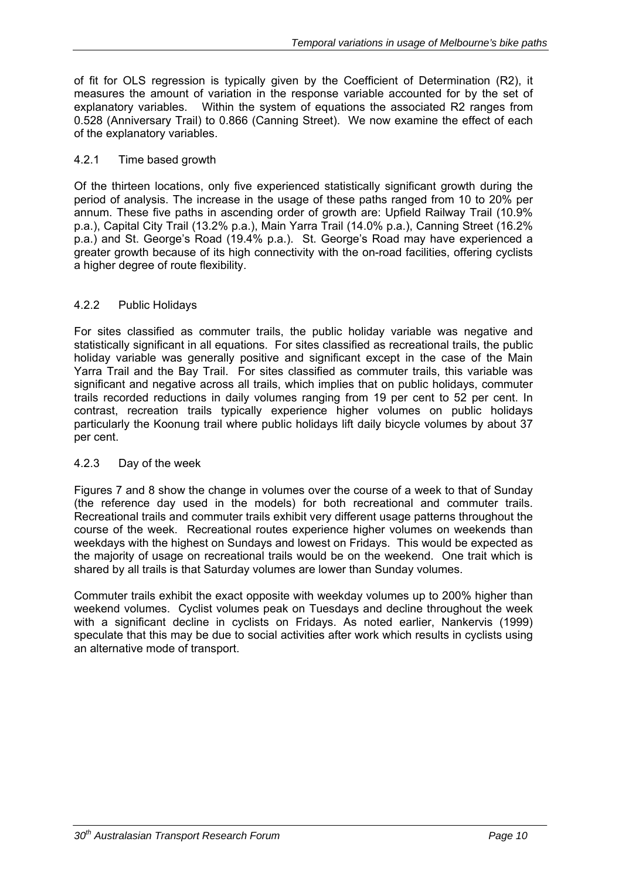of fit for OLS regression is typically given by the Coefficient of Determination (R2), it measures the amount of variation in the response variable accounted for by the set of explanatory variables. Within the system of equations the associated R2 ranges from 0.528 (Anniversary Trail) to 0.866 (Canning Street). We now examine the effect of each of the explanatory variables.

### 4.2.1 Time based growth

Of the thirteen locations, only five experienced statistically significant growth during the period of analysis. The increase in the usage of these paths ranged from 10 to 20% per annum. These five paths in ascending order of growth are: Upfield Railway Trail (10.9% p.a.), Capital City Trail (13.2% p.a.), Main Yarra Trail (14.0% p.a.), Canning Street (16.2% p.a.) and St. George's Road (19.4% p.a.). St. George's Road may have experienced a greater growth because of its high connectivity with the on-road facilities, offering cyclists a higher degree of route flexibility.

### 4.2.2 Public Holidays

For sites classified as commuter trails, the public holiday variable was negative and statistically significant in all equations. For sites classified as recreational trails, the public holiday variable was generally positive and significant except in the case of the Main Yarra Trail and the Bay Trail. For sites classified as commuter trails, this variable was significant and negative across all trails, which implies that on public holidays, commuter trails recorded reductions in daily volumes ranging from 19 per cent to 52 per cent. In contrast, recreation trails typically experience higher volumes on public holidays particularly the Koonung trail where public holidays lift daily bicycle volumes by about 37 per cent.

### 4.2.3 Day of the week

Figures 7 and 8 show the change in volumes over the course of a week to that of Sunday (the reference day used in the models) for both recreational and commuter trails. Recreational trails and commuter trails exhibit very different usage patterns throughout the course of the week. Recreational routes experience higher volumes on weekends than weekdays with the highest on Sundays and lowest on Fridays. This would be expected as the majority of usage on recreational trails would be on the weekend. One trait which is shared by all trails is that Saturday volumes are lower than Sunday volumes.

Commuter trails exhibit the exact opposite with weekday volumes up to 200% higher than weekend volumes. Cyclist volumes peak on Tuesdays and decline throughout the week with a significant decline in cyclists on Fridays. As noted earlier, Nankervis (1999) speculate that this may be due to social activities after work which results in cyclists using an alternative mode of transport.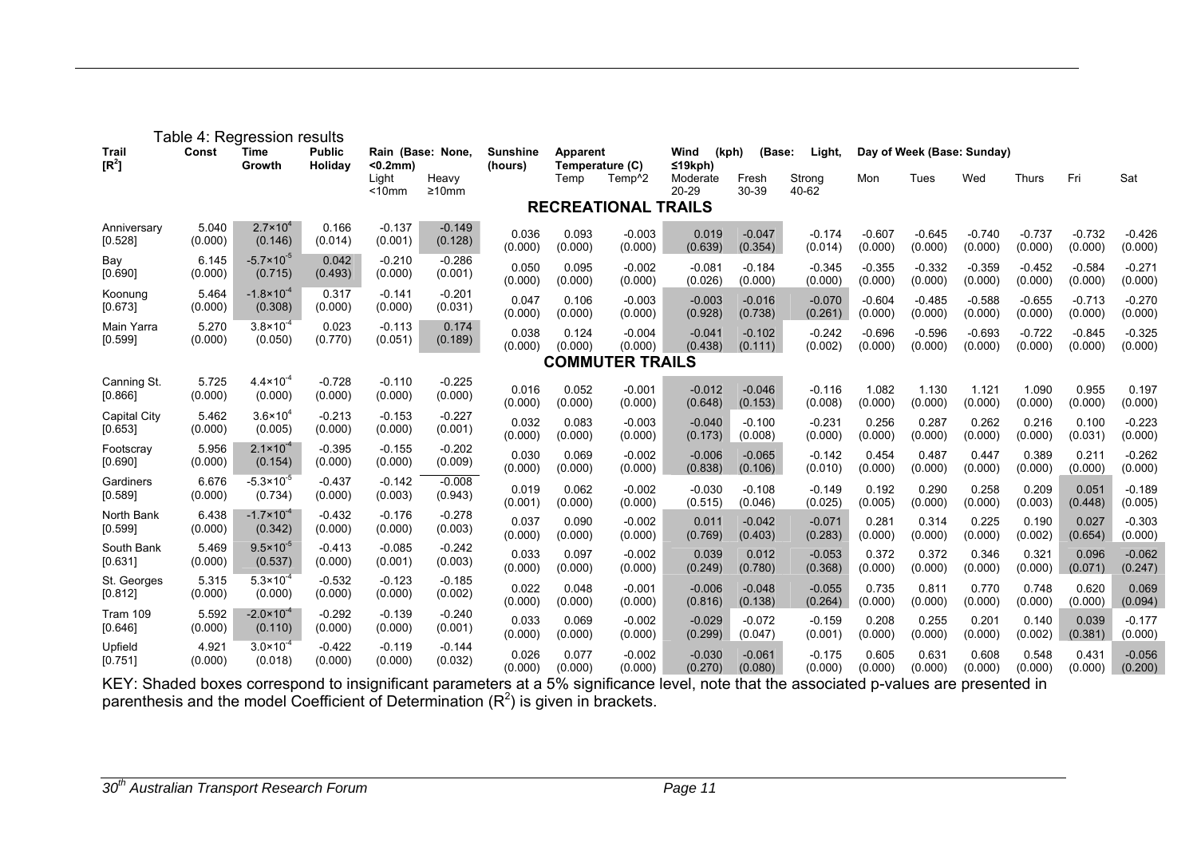Table 4: Regression results

| Trail [$R^2$] | Const | Time Growth | Public Holiday | Rain (Base: None, <0.2mm) | | Sunshine (hours) | Apparent Temperature (C) | | Wind (kph) (Base: Light, ≤19kph) | | | Day of Week (Base: Sunday) | | | | | |
|---|---|---|---|---|---|---|---|---|---|---|---|---|---|---|---|---|---|
| | | | | Light <10mm | Heavy ≥10mm | | Temp | Temp^2 | Moderate 20-29 | Fresh 30-39 | Strong 40-62 | Mon | Tues | Wed | Thurs | Fri | Sat |
| **RECREATIONAL TRAILS** | | | | | | | | | | | | | | | | | |
| Anniversary [0.528] | 5.040 (0.000) | $2.7\times10^{4}$ (0.146) | 0.166 (0.014) | -0.137 (0.001) | -0.149 (0.128) | 0.036 (0.000) | 0.093 (0.000) | -0.003 (0.000) | 0.019 (0.639) | -0.047 (0.354) | -0.174 (0.014) | -0.607 (0.000) | -0.645 (0.000) | -0.740 (0.000) | -0.737 (0.000) | -0.732 (0.000) | -0.426 (0.000) |
| Bay [0.690] | 6.145 (0.000) | $-5.7\times10^{-5}$ (0.715) | 0.042 (0.493) | -0.210 (0.000) | -0.286 (0.001) | 0.050 (0.000) | 0.095 (0.000) | -0.002 (0.000) | -0.081 (0.026) | -0.184 (0.000) | -0.345 (0.000) | -0.355 (0.000) | -0.332 (0.000) | -0.359 (0.000) | -0.452 (0.000) | -0.584 (0.000) | -0.271 (0.000) |
| Koonung [0.673] | 5.464 (0.000) | $-1.8\times10^{-4}$ (0.308) | 0.317 (0.000) | -0.141 (0.000) | -0.201 (0.031) | 0.047 (0.000) | 0.106 (0.000) | -0.003 (0.000) | -0.003 (0.928) | -0.016 (0.738) | -0.070 (0.261) | -0.604 (0.000) | -0.485 (0.000) | -0.588 (0.000) | -0.655 (0.000) | -0.713 (0.000) | -0.270 (0.000) |
| Main Yarra [0.599] | 5.270 (0.000) | $3.8\times10^{-4}$ (0.050) | 0.023 (0.770) | -0.113 (0.051) | 0.174 (0.189) | 0.038 (0.000) | 0.124 (0.000) | -0.004 (0.000) | -0.041 (0.438) | -0.102 (0.111) | -0.242 (0.002) | -0.696 (0.000) | -0.596 (0.000) | -0.693 (0.000) | -0.722 (0.000) | -0.845 (0.000) | -0.325 (0.000) |
| **COMMUTER TRAILS** | | | | | | | | | | | | | | | | | |
| Canning St. [0.866] | 5.725 (0.000) | $4.4\times10^{-4}$ (0.000) | -0.728 (0.000) | -0.110 (0.000) | -0.225 (0.000) | 0.016 (0.000) | 0.052 (0.000) | -0.001 (0.000) | -0.012 (0.648) | -0.046 (0.153) | -0.116 (0.008) | 1.082 (0.000) | 1.130 (0.000) | 1.121 (0.000) | 1.090 (0.000) | 0.955 (0.000) | 0.197 (0.000) |
| Capital City [0.653] | 5.462 (0.000) | $3.6\times10^{4}$ (0.005) | -0.213 (0.000) | -0.153 (0.000) | -0.227 (0.001) | 0.032 (0.000) | 0.083 (0.000) | -0.003 (0.000) | -0.040 (0.173) | -0.100 (0.008) | -0.231 (0.000) | 0.256 (0.000) | 0.287 (0.000) | 0.262 (0.000) | 0.216 (0.000) | 0.100 (0.031) | -0.223 (0.000) |
| Footscray [0.690] | 5.956 (0.000) | $2.1\times10^{-4}$ (0.154) | -0.395 (0.000) | -0.155 (0.000) | -0.202 (0.009) | 0.030 (0.000) | 0.069 (0.000) | -0.002 (0.000) | -0.006 (0.838) | -0.065 (0.106) | -0.142 (0.010) | 0.454 (0.000) | 0.487 (0.000) | 0.447 (0.000) | 0.389 (0.000) | 0.211 (0.000) | -0.262 (0.000) |
| Gardiners [0.589] | 6.676 (0.000) | $-5.3\times10^{-5}$ (0.734) | -0.437 (0.000) | -0.142 (0.003) | -0.008 (0.943) | 0.019 (0.001) | 0.062 (0.000) | -0.002 (0.000) | -0.030 (0.515) | -0.108 (0.046) | -0.149 (0.025) | 0.192 (0.005) | 0.290 (0.000) | 0.258 (0.000) | 0.209 (0.003) | 0.051 (0.448) | -0.189 (0.005) |
| North Bank [0.599] | 6.438 (0.000) | $-1.7\times10^{-4}$ (0.342) | -0.432 (0.000) | -0.176 (0.000) | -0.278 (0.003) | 0.037 (0.000) | 0.090 (0.000) | -0.002 (0.000) | 0.011 (0.769) | -0.042 (0.403) | -0.071 (0.283) | 0.281 (0.000) | 0.314 (0.000) | 0.225 (0.000) | 0.190 (0.002) | 0.027 (0.654) | -0.303 (0.000) |
| South Bank [0.631] | 5.469 (0.000) | $9.5\times10^{-5}$ (0.537) | -0.413 (0.000) | -0.085 (0.001) | -0.242 (0.003) | 0.033 (0.000) | 0.097 (0.000) | -0.002 (0.000) | 0.039 (0.249) | 0.012 (0.780) | -0.053 (0.368) | 0.372 (0.000) | 0.372 (0.000) | 0.346 (0.000) | 0.321 (0.000) | 0.096 (0.071) | -0.062 (0.247) |
| St. Georges [0.812] | 5.315 (0.000) | $5.3\times10^{-4}$ (0.000) | -0.532 (0.000) | -0.123 (0.000) | -0.185 (0.002) | 0.022 (0.000) | 0.048 (0.000) | -0.001 (0.000) | -0.006 (0.816) | -0.048 (0.138) | -0.055 (0.264) | 0.735 (0.000) | 0.811 (0.000) | 0.770 (0.000) | 0.748 (0.000) | 0.620 (0.000) | 0.069 (0.094) |
| Tram 109 [0.646] | 5.592 (0.000) | $-2.0\times10^{-4}$ (0.110) | -0.292 (0.000) | -0.139 (0.000) | -0.240 (0.001) | 0.033 (0.000) | 0.069 (0.000) | -0.002 (0.000) | -0.029 (0.299) | -0.072 (0.047) | -0.159 (0.001) | 0.208 (0.000) | 0.255 (0.000) | 0.201 (0.000) | 0.140 (0.002) | 0.039 (0.381) | -0.177 (0.000) |
| Upfield [0.751] | 4.921 (0.000) | $3.0\times10^{-4}$ (0.018) | -0.422 (0.000) | -0.119 (0.000) | -0.144 (0.032) | 0.026 (0.000) | 0.077 (0.000) | -0.002 (0.000) | -0.030 (0.270) | -0.061 (0.080) | -0.175 (0.000) | 0.605 (0.000) | 0.631 (0.000) | 0.608 (0.000) | 0.548 (0.000) | 0.431 (0.000) | -0.056 (0.200) |

KEY: Shaded boxes correspond to insignificant parameters at a 5% significance level, note that the associated p-values are presented in parenthesis and the model Coefficient of Determination ($R^2$) is given in brackets.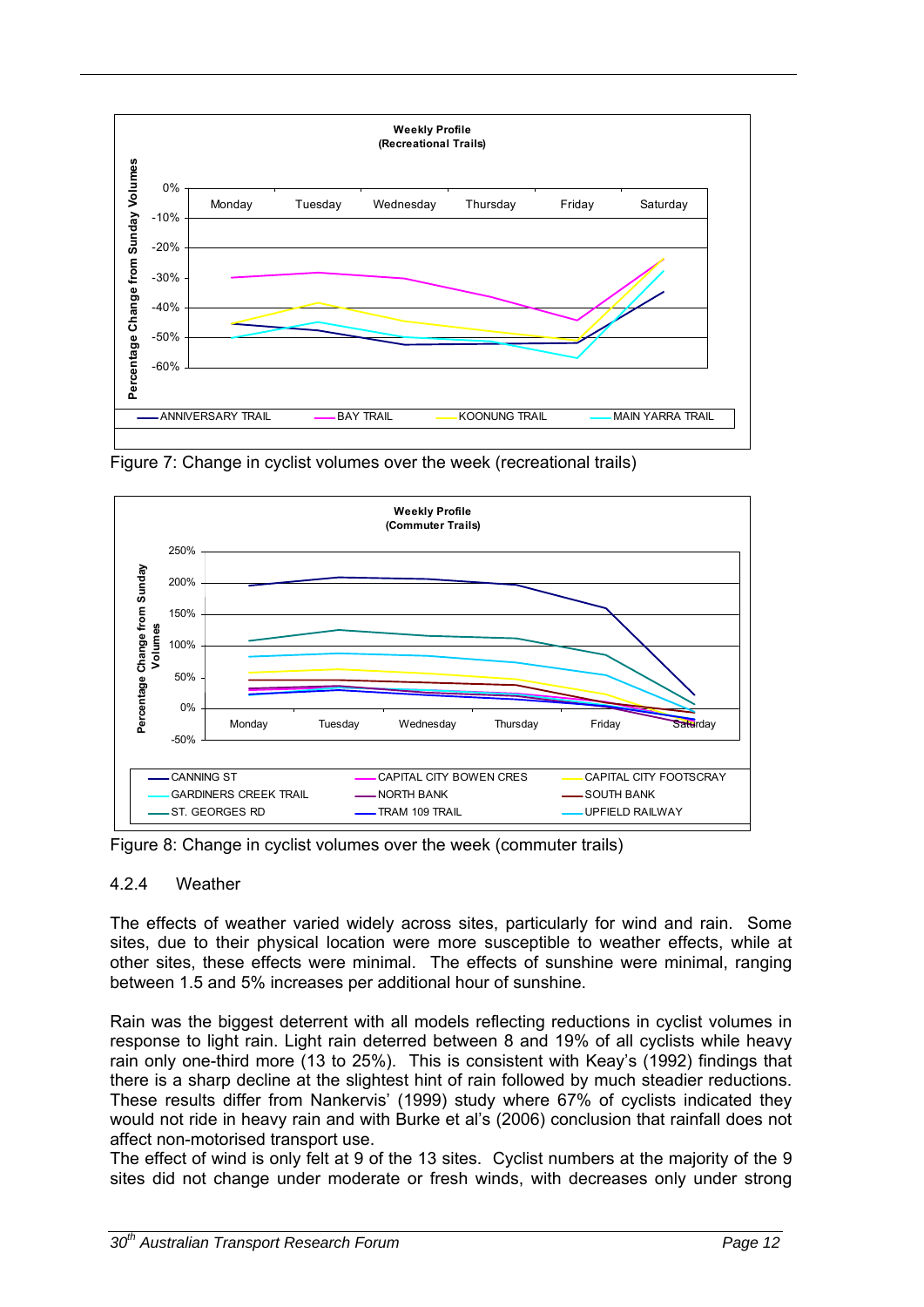Weekly Profile
(Recreational Trails)

Percentage Change from Sunday Volumes

0%
-10%
-20%
-30%
-40%
-50%
-60%

Monday Tuesday Wednesday Thursday Friday Saturday

ANNIVERSARY TRAIL BAY TRAIL KOONUNG TRAIL MAIN YARRA TRAIL

Figure 7: Change in cyclist volumes over the week (recreational trails)

Weekly Profile
(Commuter Trails)

Percentage Change from Sunday Volumes

250%
200%
150%
100%
50%
0%
-50%

Monday Tuesday Wednesday Thursday Friday Saturday

CANNING ST CAPITAL CITY BOWEN CRES CAPITAL CITY FOOTSCRAY
GARDINERS CREEK TRAIL NORTH BANK SOUTH BANK
ST. GEORGES RD TRAM 109 TRAIL UPFIELD RAILWAY

Figure 8: Change in cyclist volumes over the week (commuter trails)

### 4.2.4 Weather

The effects of weather varied widely across sites, particularly for wind and rain. Some sites, due to their physical location were more susceptible to weather effects, while at other sites, these effects were minimal. The effects of sunshine were minimal, ranging between 1.5 and 5% increases per additional hour of sunshine.

Rain was the biggest deterrent with all models reflecting reductions in cyclist volumes in response to light rain. Light rain deterred between 8 and 19% of all cyclists while heavy rain only one-third more (13 to 25%). This is consistent with Keay's (1992) findings that there is a sharp decline at the slightest hint of rain followed by much steadier reductions. These results differ from Nankervis' (1999) study where 67% of cyclists indicated they would not ride in heavy rain and with Burke et al's (2006) conclusion that rainfall does not affect non-motorised transport use.
The effect of wind is only felt at 9 of the 13 sites. Cyclist numbers at the majority of the 9 sites did not change under moderate or fresh winds, with decreases only under strong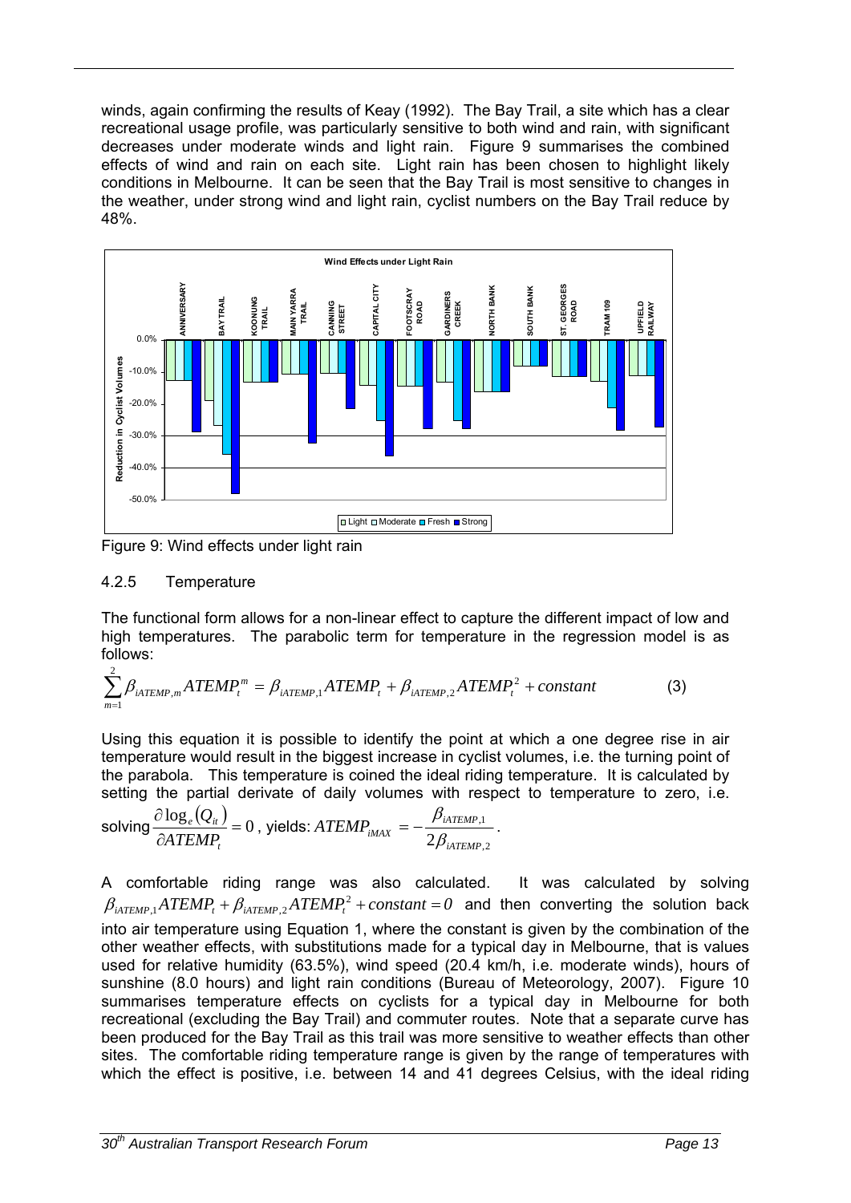winds, again confirming the results of Keay (1992). The Bay Trail, a site which has a clear recreational usage profile, was particularly sensitive to both wind and rain, with significant decreases under moderate winds and light rain. Figure 9 summarises the combined effects of wind and rain on each site. Light rain has been chosen to highlight likely conditions in Melbourne. It can be seen that the Bay Trail is most sensitive to changes in the weather, under strong wind and light rain, cyclist numbers on the Bay Trail reduce by 48%.

Wind Effects under Light Rain

ANNIVERSARY
BAY TRAIL
KOONUNG TRAIL
MAIN YARRA TRAIL
CANNING STREET
CAPITAL CITY
FOOTSCRAY ROAD
GARDINERS CREEK
NORTH BANK
SOUTH BANK
ST. GEORGES ROAD
TRAM 109
UPFIELD RAILWAY

Reduction in Cyclist Volumes

0.0%
-10.0%
-20.0%
-30.0%
-40.0%
-50.0%

Light Moderate Fresh Strong

Figure 9: Wind effects under light rain

### 4.2.5 Temperature

The functional form allows for a non-linear effect to capture the different impact of low and high temperatures. The parabolic term for temperature in the regression model is as follows:

$$\sum_{m=1}^{2} \beta_{iATEMP,m} ATEMP_t^m = \beta_{iATEMP,1} ATEMP_t + \beta_{iATEMP,2} ATEMP_t^2 + constant \qquad (3)$$

Using this equation it is possible to identify the point at which a one degree rise in air temperature would result in the biggest increase in cyclist volumes, i.e. the turning point of the parabola. This temperature is coined the ideal riding temperature. It is calculated by setting the partial derivate of daily volumes with respect to temperature to zero, i.e. solving $\frac{\partial \log_e(Q_{it})}{\partial ATEMP_t} = 0$, yields: $ATEMP_{iMAX} = -\frac{\beta_{iATEMP,1}}{2\beta_{iATEMP,2}}$.

A comfortable riding range was also calculated. It was calculated by solving $\beta_{iATEMP,1} ATEMP_t + \beta_{iATEMP,2} ATEMP_t^2 + constant = 0$ and then converting the solution back into air temperature using Equation 1, where the constant is given by the combination of the other weather effects, with substitutions made for a typical day in Melbourne, that is values used for relative humidity (63.5%), wind speed (20.4 km/h, i.e. moderate winds), hours of sunshine (8.0 hours) and light rain conditions (Bureau of Meteorology, 2007). Figure 10 summarises temperature effects on cyclists for a typical day in Melbourne for both recreational (excluding the Bay Trail) and commuter routes. Note that a separate curve has been produced for the Bay Trail as this trail was more sensitive to weather effects than other sites. The comfortable riding temperature range is given by the range of temperatures with which the effect is positive, i.e. between 14 and 41 degrees Celsius, with the ideal riding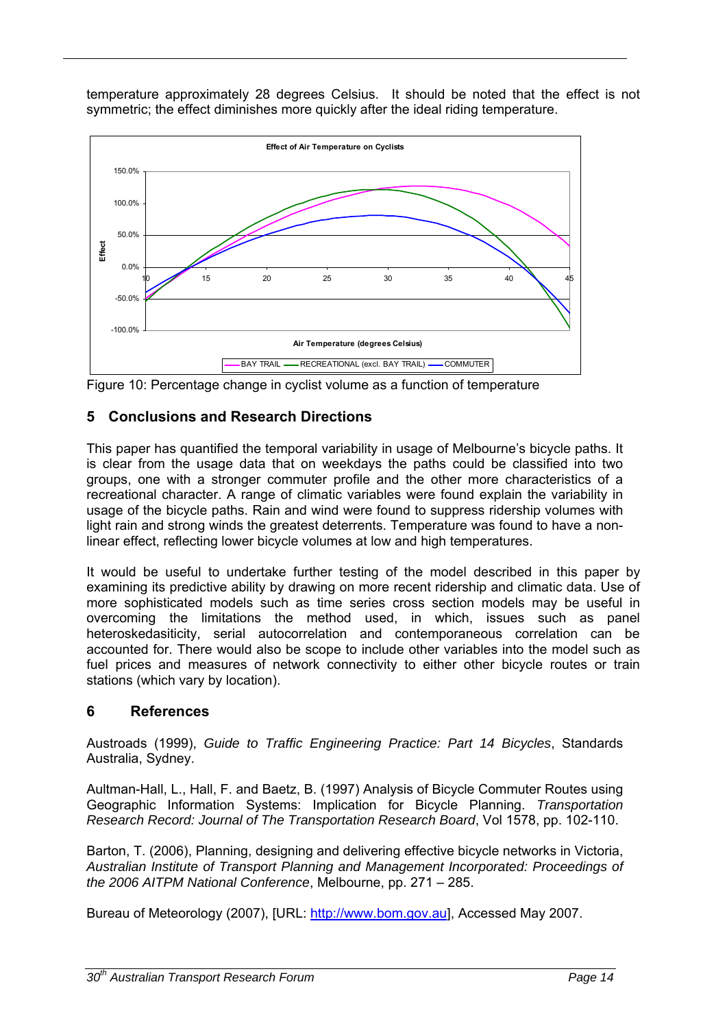temperature approximately 28 degrees Celsius. It should be noted that the effect is not symmetric; the effect diminishes more quickly after the ideal riding temperature.

Effect of Air Temperature on Cyclists

150.0%
100.0%
50.0%
0.0%
-50.0%
-100.0%

Effect

10 15 20 25 30 35 40 45

Air Temperature (degrees Celsius)

BAY TRAIL — RECREATIONAL (excl. BAY TRAIL) — COMMUTER

Figure 10: Percentage change in cyclist volume as a function of temperature

## 5 Conclusions and Research Directions

This paper has quantified the temporal variability in usage of Melbourne's bicycle paths. It is clear from the usage data that on weekdays the paths could be classified into two groups, one with a stronger commuter profile and the other more characteristics of a recreational character. A range of climatic variables were found explain the variability in usage of the bicycle paths. Rain and wind were found to suppress ridership volumes with light rain and strong winds the greatest deterrents. Temperature was found to have a non-linear effect, reflecting lower bicycle volumes at low and high temperatures.

It would be useful to undertake further testing of the model described in this paper by examining its predictive ability by drawing on more recent ridership and climatic data. Use of more sophisticated models such as time series cross section models may be useful in overcoming the limitations the method used, in which, issues such as panel heteroskedasiticity, serial autocorrelation and contemporaneous correlation can be accounted for. There would also be scope to include other variables into the model such as fuel prices and measures of network connectivity to either other bicycle routes or train stations (which vary by location).

## 6 References

Austroads (1999), *Guide to Traffic Engineering Practice: Part 14 Bicycles*, Standards Australia, Sydney.

Aultman-Hall, L., Hall, F. and Baetz, B. (1997) Analysis of Bicycle Commuter Routes using Geographic Information Systems: Implication for Bicycle Planning. *Transportation Research Record: Journal of The Transportation Research Board*, Vol 1578, pp. 102-110.

Barton, T. (2006), Planning, designing and delivering effective bicycle networks in Victoria, *Australian Institute of Transport Planning and Management Incorporated: Proceedings of the 2006 AITPM National Conference*, Melbourne, pp. 271 – 285.

Bureau of Meteorology (2007), [URL: http://www.bom.gov.au], Accessed May 2007.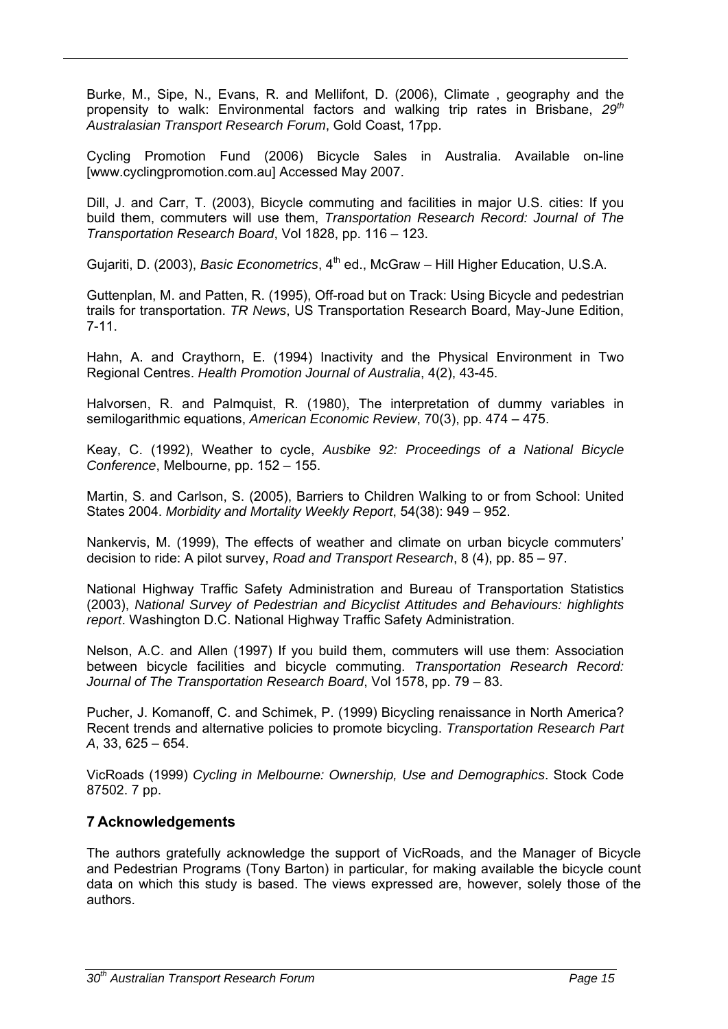Burke, M., Sipe, N., Evans, R. and Mellifont, D. (2006), Climate , geography and the propensity to walk: Environmental factors and walking trip rates in Brisbane, *29th Australasian Transport Research Forum*, Gold Coast, 17pp.

Cycling Promotion Fund (2006) Bicycle Sales in Australia. Available on-line [www.cyclingpromotion.com.au] Accessed May 2007.

Dill, J. and Carr, T. (2003), Bicycle commuting and facilities in major U.S. cities: If you build them, commuters will use them, *Transportation Research Record: Journal of The Transportation Research Board*, Vol 1828, pp. 116 – 123.

Gujariti, D. (2003), *Basic Econometrics*, 4th ed., McGraw – Hill Higher Education, U.S.A.

Guttenplan, M. and Patten, R. (1995), Off-road but on Track: Using Bicycle and pedestrian trails for transportation. *TR News*, US Transportation Research Board, May-June Edition, 7-11.

Hahn, A. and Craythorn, E. (1994) Inactivity and the Physical Environment in Two Regional Centres. *Health Promotion Journal of Australia*, 4(2), 43-45.

Halvorsen, R. and Palmquist, R. (1980), The interpretation of dummy variables in semilogarithmic equations, *American Economic Review*, 70(3), pp. 474 – 475.

Keay, C. (1992), Weather to cycle, *Ausbike 92: Proceedings of a National Bicycle Conference*, Melbourne, pp. 152 – 155.

Martin, S. and Carlson, S. (2005), Barriers to Children Walking to or from School: United States 2004. *Morbidity and Mortality Weekly Report*, 54(38): 949 – 952.

Nankervis, M. (1999), The effects of weather and climate on urban bicycle commuters' decision to ride: A pilot survey, *Road and Transport Research*, 8 (4), pp. 85 – 97.

National Highway Traffic Safety Administration and Bureau of Transportation Statistics (2003), *National Survey of Pedestrian and Bicyclist Attitudes and Behaviours: highlights report*. Washington D.C. National Highway Traffic Safety Administration.

Nelson, A.C. and Allen (1997) If you build them, commuters will use them: Association between bicycle facilities and bicycle commuting. *Transportation Research Record: Journal of The Transportation Research Board*, Vol 1578, pp. 79 – 83.

Pucher, J. Komanoff, C. and Schimek, P. (1999) Bicycling renaissance in North America? Recent trends and alternative policies to promote bicycling. *Transportation Research Part A*, 33, 625 – 654.

VicRoads (1999) *Cycling in Melbourne: Ownership, Use and Demographics*. Stock Code 87502. 7 pp.

## 7 Acknowledgements

The authors gratefully acknowledge the support of VicRoads, and the Manager of Bicycle and Pedestrian Programs (Tony Barton) in particular, for making available the bicycle count data on which this study is based. The views expressed are, however, solely those of the authors.